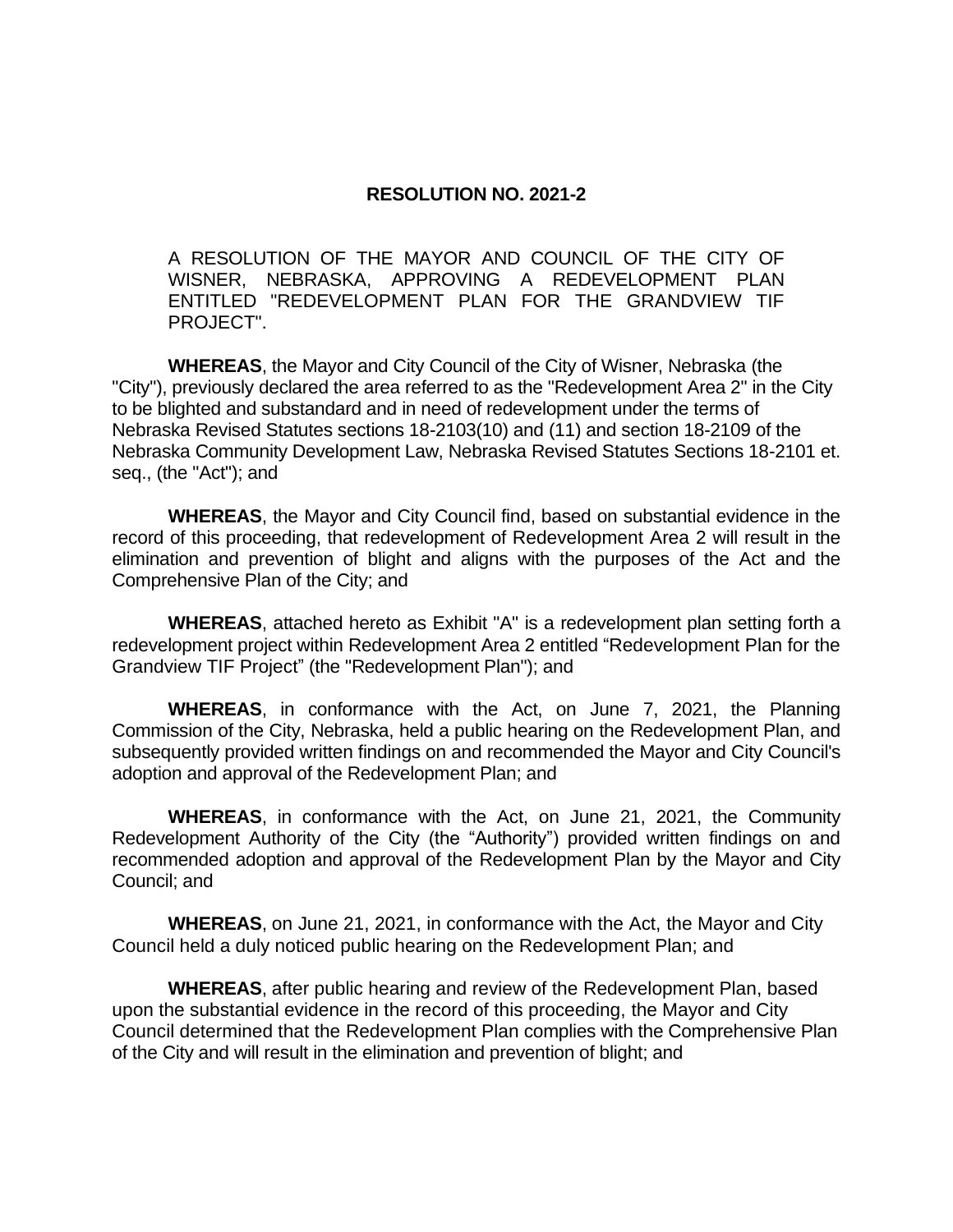# RESOLUTION NO. 2021-2

A RESOLUTION OF THE MAYOR AND COUNCIL OF THE CITY OF WISNER, NEBRASKA, APPROVING A REDEVELOPMENT PLAN ENTITLED "REDEVELOPMENT PLAN FOR THE GRANDVIEW TIF PROJECT".

**WHEREAS**, the Mayor and City Council of the City of Wisner, Nebraska (the "City"), previously declared the area referred to as the "Redevelopment Area 2" in the City to be blighted and substandard and in need of redevelopment under the terms of Nebraska Revised Statutes sections 18-2103(10) and (11) and section 18-2109 of the Nebraska Community Development Law, Nebraska Revised Statutes Sections 18-2101 et. seq., (the "Act"); and

**WHEREAS**, the Mayor and City Council find, based on substantial evidence in the record of this proceeding, that redevelopment of Redevelopment Area 2 will result in the elimination and prevention of blight and aligns with the purposes of the Act and the Comprehensive Plan of the City; and

**WHEREAS**, attached hereto as Exhibit "A" is a redevelopment plan setting forth a redevelopment project within Redevelopment Area 2 entitled "Redevelopment Plan for the Grandview TIF Project" (the "Redevelopment Plan"); and

**WHEREAS**, in conformance with the Act, on June 7, 2021, the Planning Commission of the City, Nebraska, held a public hearing on the Redevelopment Plan, and subsequently provided written findings on and recommended the Mayor and City Council's adoption and approval of the Redevelopment Plan; and

**WHEREAS**, in conformance with the Act, on June 21, 2021, the Community Redevelopment Authority of the City (the "Authority") provided written findings on and recommended adoption and approval of the Redevelopment Plan by the Mayor and City Council; and

**WHEREAS**, on June 21, 2021, in conformance with the Act, the Mayor and City Council held a duly noticed public hearing on the Redevelopment Plan; and

**WHEREAS**, after public hearing and review of the Redevelopment Plan, based upon the substantial evidence in the record of this proceeding, the Mayor and City Council determined that the Redevelopment Plan complies with the Comprehensive Plan of the City and will result in the elimination and prevention of blight; and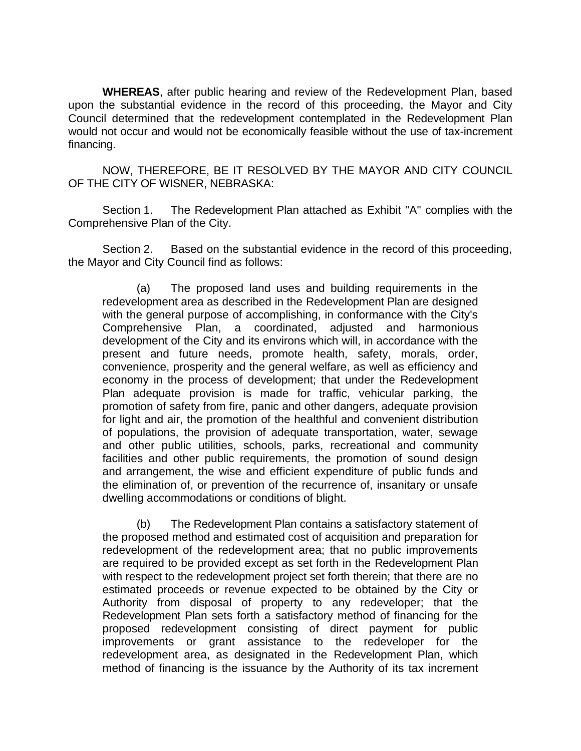**WHEREAS**, after public hearing and review of the Redevelopment Plan, based upon the substantial evidence in the record of this proceeding, the Mayor and City Council determined that the redevelopment contemplated in the Redevelopment Plan would not occur and would not be economically feasible without the use of tax-increment financing.

NOW, THEREFORE, BE IT RESOLVED BY THE MAYOR AND CITY COUNCIL OF THE CITY OF WISNER, NEBRASKA:

Section 1. The Redevelopment Plan attached as Exhibit "A" complies with the Comprehensive Plan of the City.

Section 2. Based on the substantial evidence in the record of this proceeding, the Mayor and City Council find as follows:

> (a) The proposed land uses and building requirements in the redevelopment area as described in the Redevelopment Plan are designed with the general purpose of accomplishing, in conformance with the City's Comprehensive Plan, a coordinated, adjusted and harmonious development of the City and its environs which will, in accordance with the present and future needs, promote health, safety, morals, order, convenience, prosperity and the general welfare, as well as efficiency and economy in the process of development; that under the Redevelopment Plan adequate provision is made for traffic, vehicular parking, the promotion of safety from fire, panic and other dangers, adequate provision for light and air, the promotion of the healthful and convenient distribution of populations, the provision of adequate transportation, water, sewage and other public utilities, schools, parks, recreational and community facilities and other public requirements, the promotion of sound design and arrangement, the wise and efficient expenditure of public funds and the elimination of, or prevention of the recurrence of, insanitary or unsafe dwelling accommodations or conditions of blight.
>
> (b) The Redevelopment Plan contains a satisfactory statement of the proposed method and estimated cost of acquisition and preparation for redevelopment of the redevelopment area; that no public improvements are required to be provided except as set forth in the Redevelopment Plan with respect to the redevelopment project set forth therein; that there are no estimated proceeds or revenue expected to be obtained by the City or Authority from disposal of property to any redeveloper; that the Redevelopment Plan sets forth a satisfactory method of financing for the proposed redevelopment consisting of direct payment for public improvements or grant assistance to the redeveloper for the redevelopment area, as designated in the Redevelopment Plan, which method of financing is the issuance by the Authority of its tax increment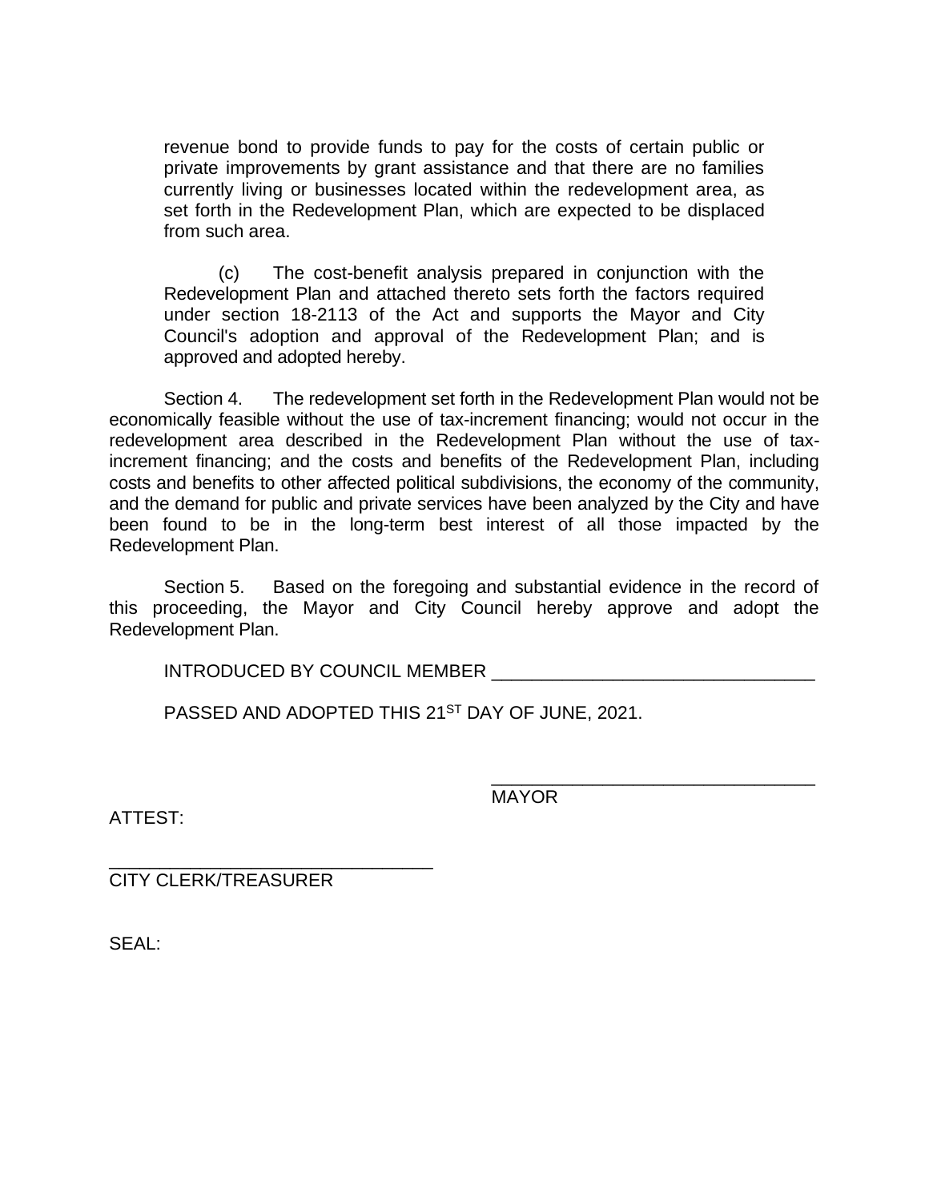revenue bond to provide funds to pay for the costs of certain public or private improvements by grant assistance and that there are no families currently living or businesses located within the redevelopment area, as set forth in the Redevelopment Plan, which are expected to be displaced from such area.

(c) The cost-benefit analysis prepared in conjunction with the Redevelopment Plan and attached thereto sets forth the factors required under section 18-2113 of the Act and supports the Mayor and City Council's adoption and approval of the Redevelopment Plan; and is approved and adopted hereby.

Section 4. The redevelopment set forth in the Redevelopment Plan would not be economically feasible without the use of tax-increment financing; would not occur in the redevelopment area described in the Redevelopment Plan without the use of tax-increment financing; and the costs and benefits of the Redevelopment Plan, including costs and benefits to other affected political subdivisions, the economy of the community, and the demand for public and private services have been analyzed by the City and have been found to be in the long-term best interest of all those impacted by the Redevelopment Plan.

Section 5. Based on the foregoing and substantial evidence in the record of this proceeding, the Mayor and City Council hereby approve and adopt the Redevelopment Plan.

INTRODUCED BY COUNCIL MEMBER ________________________________

PASSED AND ADOPTED THIS 21ST DAY OF JUNE, 2021.

________________________________
MAYOR

ATTEST:

________________________________
CITY CLERK/TREASURER

SEAL: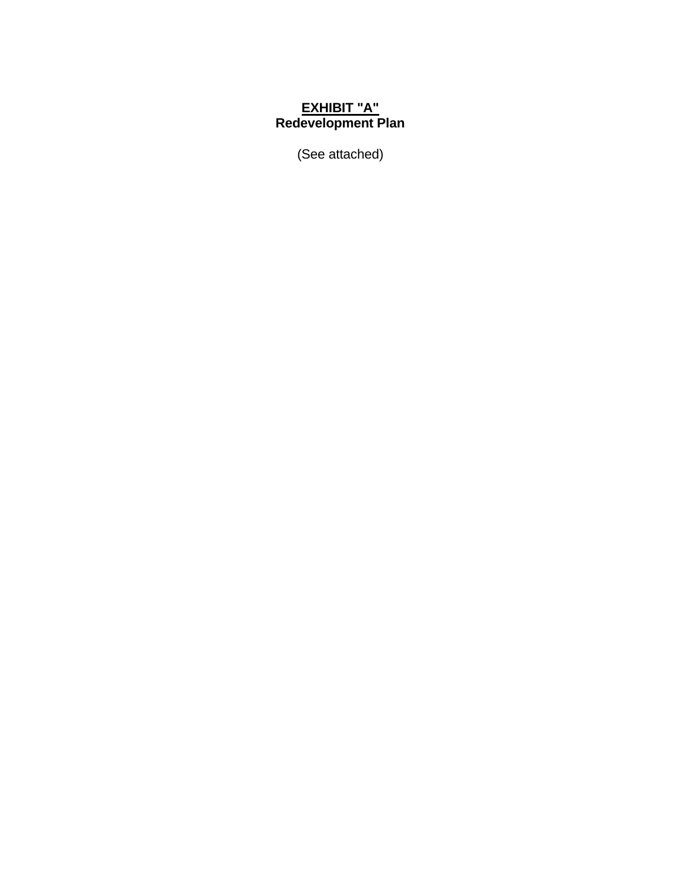**<u>EXHIBIT "A"</u>**
**Redevelopment Plan**

(See attached)